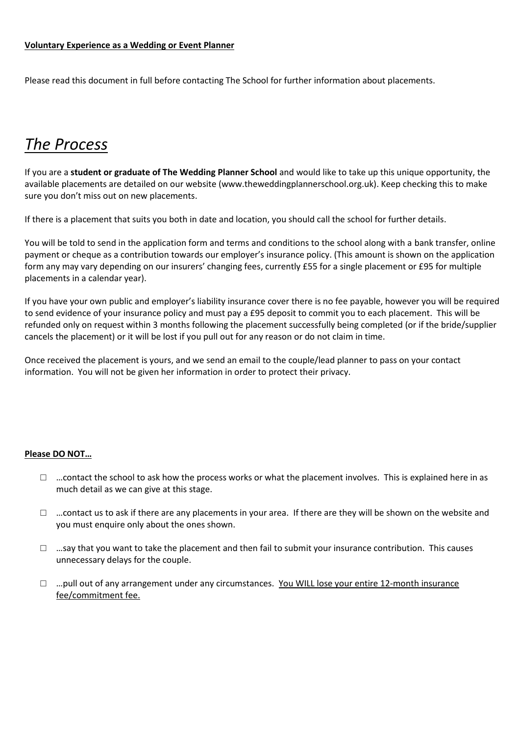**Voluntary Experience as a Wedding or Event Planner**

Please read this document in full before contacting The School for further information about placements.

# *The Process*

If you are a **student or graduate of The Wedding Planner School** and would like to take up this unique opportunity, the available placements are detailed on our website (www.theweddingplannerschool.org.uk). Keep checking this to make sure you don't miss out on new placements.

If there is a placement that suits you both in date and location, you should call the school for further details.

You will be told to send in the application form and terms and conditions to the school along with a bank transfer, online payment or cheque as a contribution towards our employer's insurance policy. (This amount is shown on the application form any may vary depending on our insurers' changing fees, currently £55 for a single placement or £95 for multiple placements in a calendar year).

If you have your own public and employer's liability insurance cover there is no fee payable, however you will be required to send evidence of your insurance policy and must pay a £95 deposit to commit you to each placement. This will be refunded only on request within 3 months following the placement successfully being completed (or if the bride/supplier cancels the placement) or it will be lost if you pull out for any reason or do not claim in time.

Once received the placement is yours, and we send an email to the couple/lead planner to pass on your contact information. You will not be given her information in order to protect their privacy.

**Please DO NOT…**

- ☐ …contact the school to ask how the process works or what the placement involves. This is explained here in as much detail as we can give at this stage.
- ☐ …contact us to ask if there are any placements in your area. If there are they will be shown on the website and you must enquire only about the ones shown.
- ☐ …say that you want to take the placement and then fail to submit your insurance contribution. This causes unnecessary delays for the couple.
- ☐ …pull out of any arrangement under any circumstances. <u>You WILL lose your entire 12-month insurance fee/commitment fee.</u>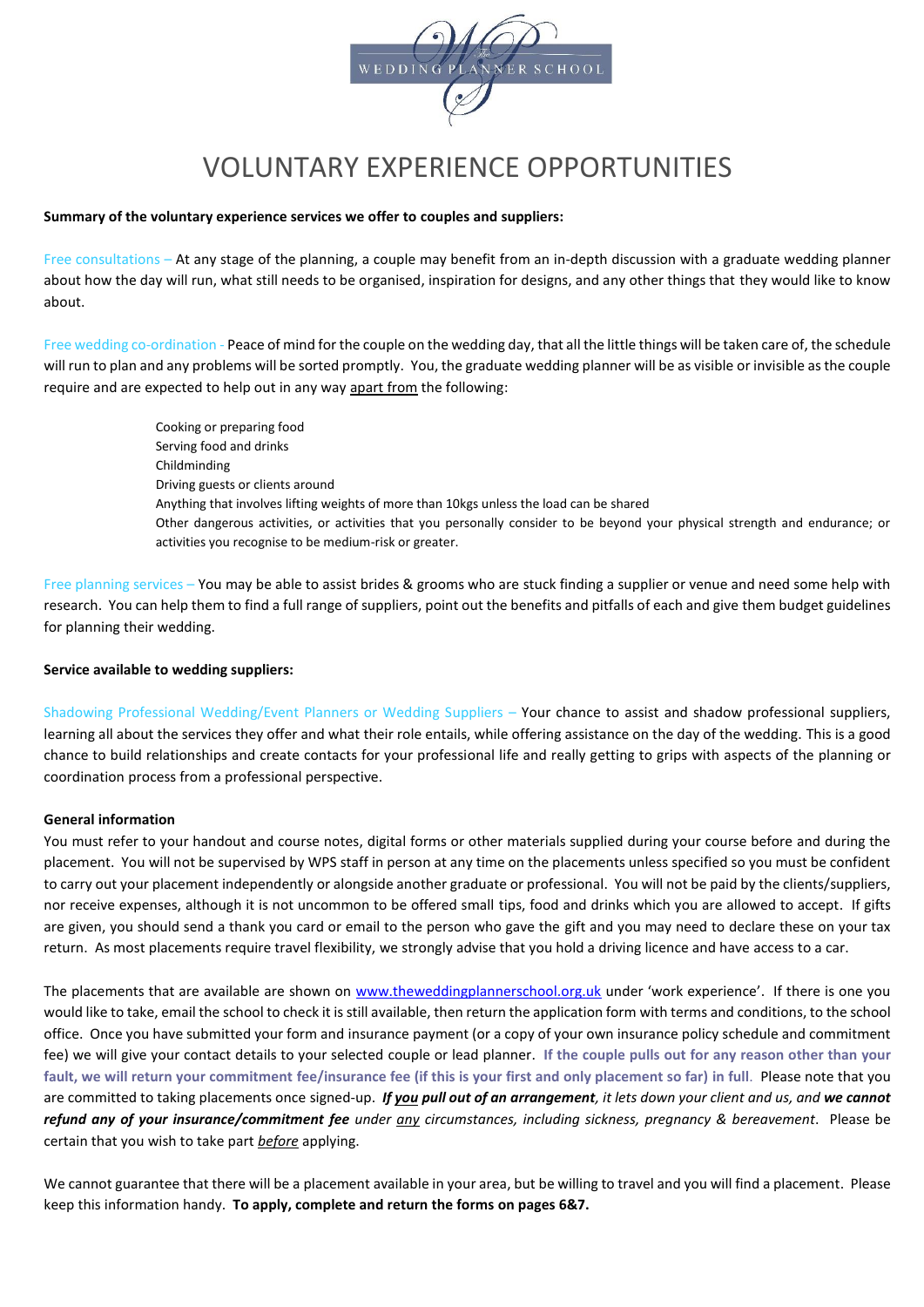# VOLUNTARY EXPERIENCE OPPORTUNITIES

**Summary of the voluntary experience services we offer to couples and suppliers:**

Free consultations – At any stage of the planning, a couple may benefit from an in-depth discussion with a graduate wedding planner about how the day will run, what still needs to be organised, inspiration for designs, and any other things that they would like to know about.

Free wedding co-ordination - Peace of mind for the couple on the wedding day, that all the little things will be taken care of, the schedule will run to plan and any problems will be sorted promptly. You, the graduate wedding planner will be as visible or invisible as the couple require and are expected to help out in any way apart from the following:

- Cooking or preparing food
- Serving food and drinks
- Childminding
- Driving guests or clients around
- Anything that involves lifting weights of more than 10kgs unless the load can be shared
- Other dangerous activities, or activities that you personally consider to be beyond your physical strength and endurance; or activities you recognise to be medium-risk or greater.

Free planning services – You may be able to assist brides & grooms who are stuck finding a supplier or venue and need some help with research. You can help them to find a full range of suppliers, point out the benefits and pitfalls of each and give them budget guidelines for planning their wedding.

**Service available to wedding suppliers:**

Shadowing Professional Wedding/Event Planners or Wedding Suppliers – Your chance to assist and shadow professional suppliers, learning all about the services they offer and what their role entails, while offering assistance on the day of the wedding. This is a good chance to build relationships and create contacts for your professional life and really getting to grips with aspects of the planning or coordination process from a professional perspective.

**General information**

You must refer to your handout and course notes, digital forms or other materials supplied during your course before and during the placement. You will not be supervised by WPS staff in person at any time on the placements unless specified so you must be confident to carry out your placement independently or alongside another graduate or professional. You will not be paid by the clients/suppliers, nor receive expenses, although it is not uncommon to be offered small tips, food and drinks which you are allowed to accept. If gifts are given, you should send a thank you card or email to the person who gave the gift and you may need to declare these on your tax return. As most placements require travel flexibility, we strongly advise that you hold a driving licence and have access to a car.

The placements that are available are shown on www.theweddingplannerschool.org.uk under 'work experience'. If there is one you would like to take, email the school to check it is still available, then return the application form with terms and conditions, to the school office. Once you have submitted your form and insurance payment (or a copy of your own insurance policy schedule and commitment fee) we will give your contact details to your selected couple or lead planner. **If the couple pulls out for any reason other than your fault, we will return your commitment fee/insurance fee (if this is your first and only placement so far) in full.** Please note that you are committed to taking placements once signed-up. ***If you pull out of an arrangement****, it lets down your client and us, and* ***we cannot refund any of your insurance/commitment fee*** *under any circumstances, including sickness, pregnancy & bereavement*. Please be certain that you wish to take part *before* applying.

We cannot guarantee that there will be a placement available in your area, but be willing to travel and you will find a placement. Please keep this information handy. **To apply, complete and return the forms on pages 6&7.**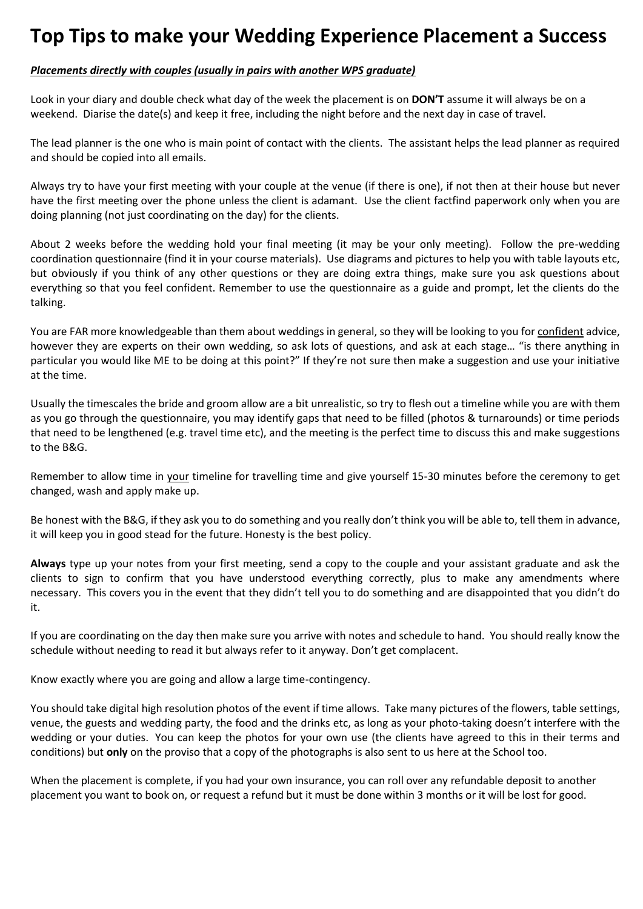# Top Tips to make your Wedding Experience Placement a Success

***<u>Placements directly with couples (usually in pairs with another WPS graduate)</u>***

Look in your diary and double check what day of the week the placement is on **DON'T** assume it will always be on a weekend. Diarise the date(s) and keep it free, including the night before and the next day in case of travel.

The lead planner is the one who is main point of contact with the clients. The assistant helps the lead planner as required and should be copied into all emails.

Always try to have your first meeting with your couple at the venue (if there is one), if not then at their house but never have the first meeting over the phone unless the client is adamant. Use the client factfind paperwork only when you are doing planning (not just coordinating on the day) for the clients.

About 2 weeks before the wedding hold your final meeting (it may be your only meeting). Follow the pre-wedding coordination questionnaire (find it in your course materials). Use diagrams and pictures to help you with table layouts etc, but obviously if you think of any other questions or they are doing extra things, make sure you ask questions about everything so that you feel confident. Remember to use the questionnaire as a guide and prompt, let the clients do the talking.

You are FAR more knowledgeable than them about weddings in general, so they will be looking to you for <u>confident</u> advice, however they are experts on their own wedding, so ask lots of questions, and ask at each stage… "is there anything in particular you would like ME to be doing at this point?" If they're not sure then make a suggestion and use your initiative at the time.

Usually the timescales the bride and groom allow are a bit unrealistic, so try to flesh out a timeline while you are with them as you go through the questionnaire, you may identify gaps that need to be filled (photos & turnarounds) or time periods that need to be lengthened (e.g. travel time etc), and the meeting is the perfect time to discuss this and make suggestions to the B&G.

Remember to allow time in <u>your</u> timeline for travelling time and give yourself 15-30 minutes before the ceremony to get changed, wash and apply make up.

Be honest with the B&G, if they ask you to do something and you really don't think you will be able to, tell them in advance, it will keep you in good stead for the future. Honesty is the best policy.

**Always** type up your notes from your first meeting, send a copy to the couple and your assistant graduate and ask the clients to sign to confirm that you have understood everything correctly, plus to make any amendments where necessary. This covers you in the event that they didn't tell you to do something and are disappointed that you didn't do it.

If you are coordinating on the day then make sure you arrive with notes and schedule to hand. You should really know the schedule without needing to read it but always refer to it anyway. Don't get complacent.

Know exactly where you are going and allow a large time-contingency.

You should take digital high resolution photos of the event if time allows. Take many pictures of the flowers, table settings, venue, the guests and wedding party, the food and the drinks etc, as long as your photo-taking doesn't interfere with the wedding or your duties. You can keep the photos for your own use (the clients have agreed to this in their terms and conditions) but **only** on the proviso that a copy of the photographs is also sent to us here at the School too.

When the placement is complete, if you had your own insurance, you can roll over any refundable deposit to another placement you want to book on, or request a refund but it must be done within 3 months or it will be lost for good.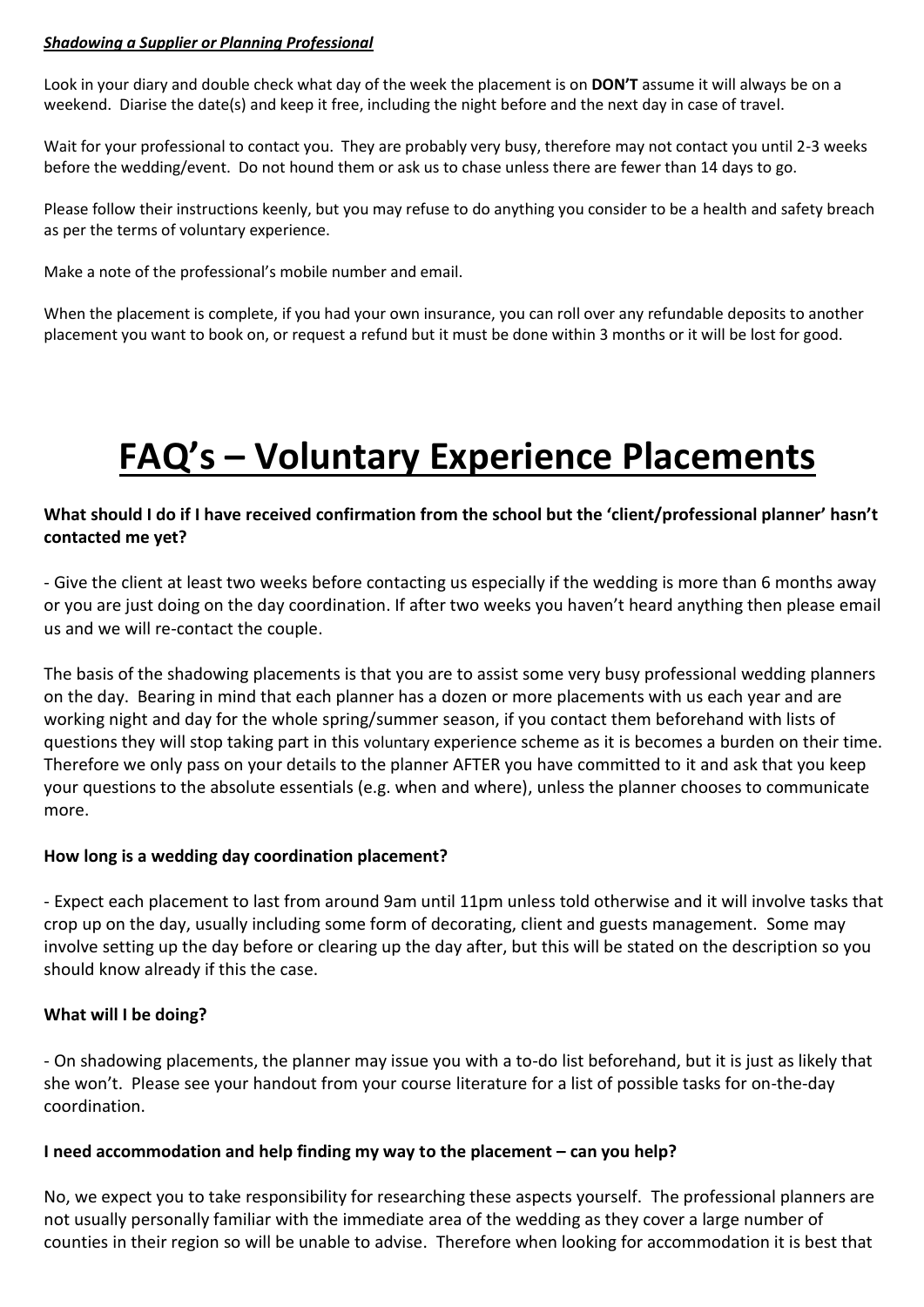***Shadowing a Supplier or Planning Professional***

Look in your diary and double check what day of the week the placement is on **DON'T** assume it will always be on a weekend. Diarise the date(s) and keep it free, including the night before and the next day in case of travel.

Wait for your professional to contact you. They are probably very busy, therefore may not contact you until 2-3 weeks before the wedding/event. Do not hound them or ask us to chase unless there are fewer than 14 days to go.

Please follow their instructions keenly, but you may refuse to do anything you consider to be a health and safety breach as per the terms of voluntary experience.

Make a note of the professional's mobile number and email.

When the placement is complete, if you had your own insurance, you can roll over any refundable deposits to another placement you want to book on, or request a refund but it must be done within 3 months or it will be lost for good.

# FAQ's – Voluntary Experience Placements

**What should I do if I have received confirmation from the school but the 'client/professional planner' hasn't contacted me yet?**

- Give the client at least two weeks before contacting us especially if the wedding is more than 6 months away or you are just doing on the day coordination. If after two weeks you haven't heard anything then please email us and we will re-contact the couple.

The basis of the shadowing placements is that you are to assist some very busy professional wedding planners on the day. Bearing in mind that each planner has a dozen or more placements with us each year and are working night and day for the whole spring/summer season, if you contact them beforehand with lists of questions they will stop taking part in this voluntary experience scheme as it is becomes a burden on their time. Therefore we only pass on your details to the planner AFTER you have committed to it and ask that you keep your questions to the absolute essentials (e.g. when and where), unless the planner chooses to communicate more.

**How long is a wedding day coordination placement?**

- Expect each placement to last from around 9am until 11pm unless told otherwise and it will involve tasks that crop up on the day, usually including some form of decorating, client and guests management. Some may involve setting up the day before or clearing up the day after, but this will be stated on the description so you should know already if this the case.

**What will I be doing?**

- On shadowing placements, the planner may issue you with a to-do list beforehand, but it is just as likely that she won't. Please see your handout from your course literature for a list of possible tasks for on-the-day coordination.

**I need accommodation and help finding my way to the placement – can you help?**

No, we expect you to take responsibility for researching these aspects yourself. The professional planners are not usually personally familiar with the immediate area of the wedding as they cover a large number of counties in their region so will be unable to advise. Therefore when looking for accommodation it is best that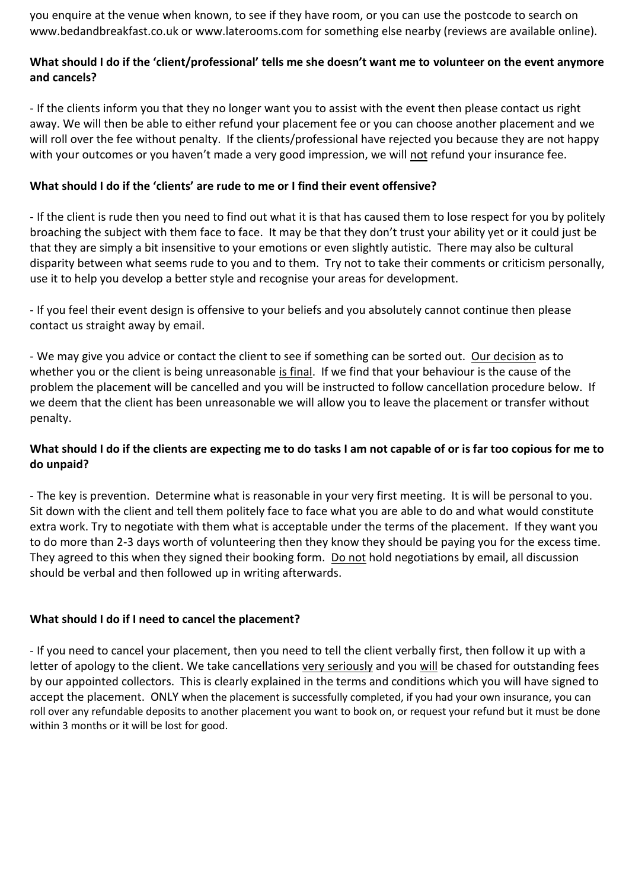you enquire at the venue when known, to see if they have room, or you can use the postcode to search on www.bedandbreakfast.co.uk or www.laterooms.com for something else nearby (reviews are available online).

**What should I do if the 'client/professional' tells me she doesn't want me to volunteer on the event anymore and cancels?**

- If the clients inform you that they no longer want you to assist with the event then please contact us right away. We will then be able to either refund your placement fee or you can choose another placement and we will roll over the fee without penalty. If the clients/professional have rejected you because they are not happy with your outcomes or you haven't made a very good impression, we will not refund your insurance fee.

**What should I do if the 'clients' are rude to me or I find their event offensive?**

- If the client is rude then you need to find out what it is that has caused them to lose respect for you by politely broaching the subject with them face to face. It may be that they don't trust your ability yet or it could just be that they are simply a bit insensitive to your emotions or even slightly autistic. There may also be cultural disparity between what seems rude to you and to them. Try not to take their comments or criticism personally, use it to help you develop a better style and recognise your areas for development.

- If you feel their event design is offensive to your beliefs and you absolutely cannot continue then please contact us straight away by email.

- We may give you advice or contact the client to see if something can be sorted out. Our decision as to whether you or the client is being unreasonable is final. If we find that your behaviour is the cause of the problem the placement will be cancelled and you will be instructed to follow cancellation procedure below. If we deem that the client has been unreasonable we will allow you to leave the placement or transfer without penalty.

**What should I do if the clients are expecting me to do tasks I am not capable of or is far too copious for me to do unpaid?**

- The key is prevention. Determine what is reasonable in your very first meeting. It is will be personal to you. Sit down with the client and tell them politely face to face what you are able to do and what would constitute extra work. Try to negotiate with them what is acceptable under the terms of the placement. If they want you to do more than 2-3 days worth of volunteering then they know they should be paying you for the excess time. They agreed to this when they signed their booking form. Do not hold negotiations by email, all discussion should be verbal and then followed up in writing afterwards.

**What should I do if I need to cancel the placement?**

- If you need to cancel your placement, then you need to tell the client verbally first, then follow it up with a letter of apology to the client. We take cancellations very seriously and you will be chased for outstanding fees by our appointed collectors. This is clearly explained in the terms and conditions which you will have signed to accept the placement. ONLY when the placement is successfully completed, if you had your own insurance, you can roll over any refundable deposits to another placement you want to book on, or request your refund but it must be done within 3 months or it will be lost for good.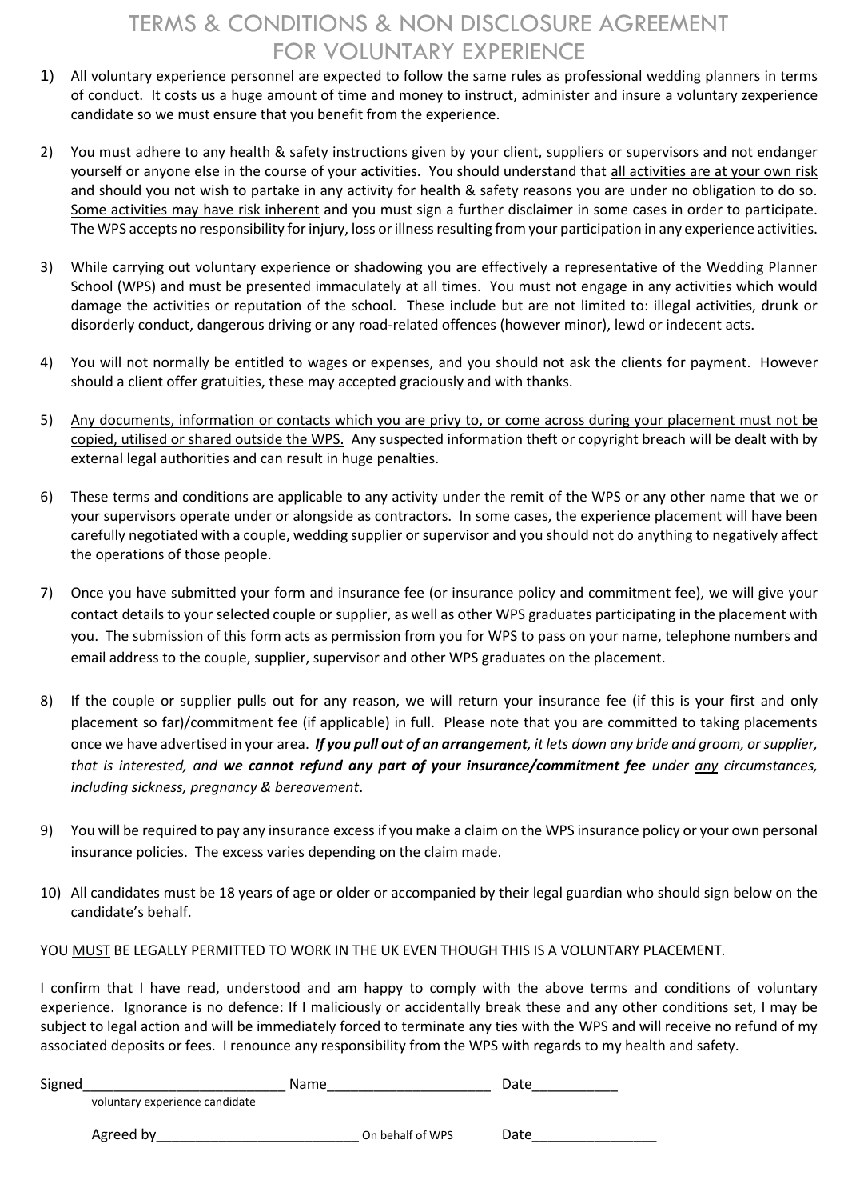# TERMS & CONDITIONS & NON DISCLOSURE AGREEMENT FOR VOLUNTARY EXPERIENCE

1) All voluntary experience personnel are expected to follow the same rules as professional wedding planners in terms of conduct. It costs us a huge amount of time and money to instruct, administer and insure a voluntary zexperience candidate so we must ensure that you benefit from the experience.

2) You must adhere to any health & safety instructions given by your client, suppliers or supervisors and not endanger yourself or anyone else in the course of your activities. You should understand that <u>all activities are at your own risk</u> and should you not wish to partake in any activity for health & safety reasons you are under no obligation to do so. <u>Some activities may have risk inherent</u> and you must sign a further disclaimer in some cases in order to participate. The WPS accepts no responsibility for injury, loss or illness resulting from your participation in any experience activities.

3) While carrying out voluntary experience or shadowing you are effectively a representative of the Wedding Planner School (WPS) and must be presented immaculately at all times. You must not engage in any activities which would damage the activities or reputation of the school. These include but are not limited to: illegal activities, drunk or disorderly conduct, dangerous driving or any road-related offences (however minor), lewd or indecent acts.

4) You will not normally be entitled to wages or expenses, and you should not ask the clients for payment. However should a client offer gratuities, these may accepted graciously and with thanks.

5) <u>Any documents, information or contacts which you are privy to, or come across during your placement must not be copied, utilised or shared outside the WPS.</u> Any suspected information theft or copyright breach will be dealt with by external legal authorities and can result in huge penalties.

6) These terms and conditions are applicable to any activity under the remit of the WPS or any other name that we or your supervisors operate under or alongside as contractors. In some cases, the experience placement will have been carefully negotiated with a couple, wedding supplier or supervisor and you should not do anything to negatively affect the operations of those people.

7) Once you have submitted your form and insurance fee (or insurance policy and commitment fee), we will give your contact details to your selected couple or supplier, as well as other WPS graduates participating in the placement with you. The submission of this form acts as permission from you for WPS to pass on your name, telephone numbers and email address to the couple, supplier, supervisor and other WPS graduates on the placement.

8) If the couple or supplier pulls out for any reason, we will return your insurance fee (if this is your first and only placement so far)/commitment fee (if applicable) in full. Please note that you are committed to taking placements once we have advertised in your area. ***If you pull out of an arrangement****, it lets down any bride and groom, or supplier, that is interested, and* ***we cannot refund any part of your insurance/commitment fee*** *under <u>any</u> circumstances, including sickness, pregnancy & bereavement*.

9) You will be required to pay any insurance excess if you make a claim on the WPS insurance policy or your own personal insurance policies. The excess varies depending on the claim made.

10) All candidates must be 18 years of age or older or accompanied by their legal guardian who should sign below on the candidate's behalf.

YOU <u>MUST</u> BE LEGALLY PERMITTED TO WORK IN THE UK EVEN THOUGH THIS IS A VOLUNTARY PLACEMENT.

I confirm that I have read, understood and am happy to comply with the above terms and conditions of voluntary experience. Ignorance is no defence: If I maliciously or accidentally break these and any other conditions set, I may be subject to legal action and will be immediately forced to terminate any ties with the WPS and will receive no refund of my associated deposits or fees. I renounce any responsibility from the WPS with regards to my health and safety.

Signed_________________________ Name____________________ Date__________
voluntary experience candidate

Agreed by_________________________ On behalf of WPS Date_______________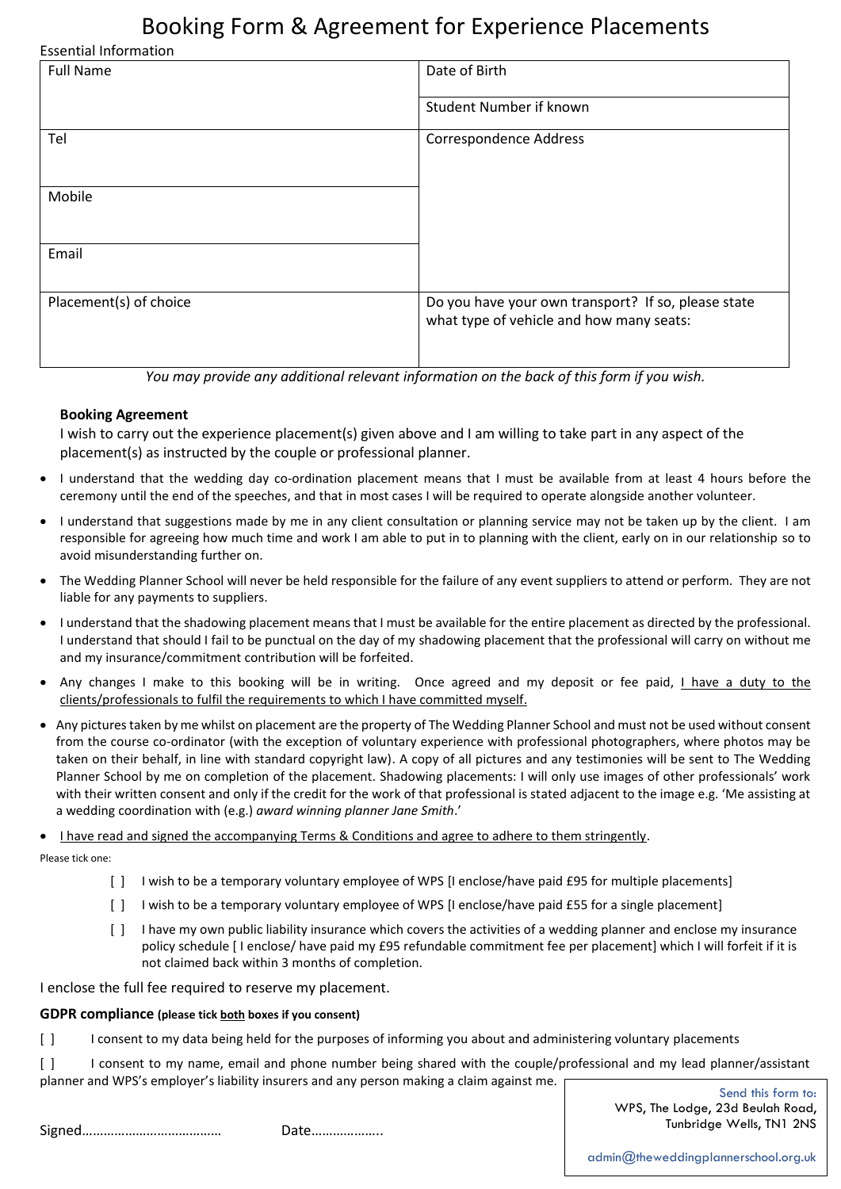# Booking Form & Agreement for Experience Placements

Essential Information

| | |
|---|---|
| Full Name | Date of Birth |
| | Student Number if known |
| Tel | Correspondence Address |
| Mobile | |
| Email | |
| Placement(s) of choice | Do you have your own transport? If so, please state what type of vehicle and how many seats: |

*You may provide any additional relevant information on the back of this form if you wish.*

**Booking Agreement**

I wish to carry out the experience placement(s) given above and I am willing to take part in any aspect of the placement(s) as instructed by the couple or professional planner.

- I understand that the wedding day co-ordination placement means that I must be available from at least 4 hours before the ceremony until the end of the speeches, and that in most cases I will be required to operate alongside another volunteer.
- I understand that suggestions made by me in any client consultation or planning service may not be taken up by the client. I am responsible for agreeing how much time and work I am able to put in to planning with the client, early on in our relationship so to avoid misunderstanding further on.
- The Wedding Planner School will never be held responsible for the failure of any event suppliers to attend or perform. They are not liable for any payments to suppliers.
- I understand that the shadowing placement means that I must be available for the entire placement as directed by the professional. I understand that should I fail to be punctual on the day of my shadowing placement that the professional will carry on without me and my insurance/commitment contribution will be forfeited.
- Any changes I make to this booking will be in writing. Once agreed and my deposit or fee paid, <u>I have a duty to the clients/professionals to fulfil the requirements to which I have committed myself.</u>
- Any pictures taken by me whilst on placement are the property of The Wedding Planner School and must not be used without consent from the course co-ordinator (with the exception of voluntary experience with professional photographers, where photos may be taken on their behalf, in line with standard copyright law). A copy of all pictures and any testimonies will be sent to The Wedding Planner School by me on completion of the placement. Shadowing placements: I will only use images of other professionals' work with their written consent and only if the credit for the work of that professional is stated adjacent to the image e.g. 'Me assisting at a wedding coordination with (e.g.) *award winning planner Jane Smith*.'
- <u>I have read and signed the accompanying Terms & Conditions and agree to adhere to them stringently</u>.

Please tick one:

[ ] I wish to be a temporary voluntary employee of WPS [I enclose/have paid £95 for multiple placements]

[ ] I wish to be a temporary voluntary employee of WPS [I enclose/have paid £55 for a single placement]

[ ] I have my own public liability insurance which covers the activities of a wedding planner and enclose my insurance policy schedule [ I enclose/ have paid my £95 refundable commitment fee per placement] which I will forfeit if it is not claimed back within 3 months of completion.

I enclose the full fee required to reserve my placement.

**GDPR compliance (please tick <u>both</u> boxes if you consent)**

[ ] I consent to my data being held for the purposes of informing you about and administering voluntary placements

[ ] I consent to my name, email and phone number being shared with the couple/professional and my lead planner/assistant planner and WPS's employer's liability insurers and any person making a claim against me.

Signed………………………………… Date………………..

Send this form to:
WPS, The Lodge, 23d Beulah Road,
Tunbridge Wells, TN1 2NS

admin@theweddingplannerschool.org.uk